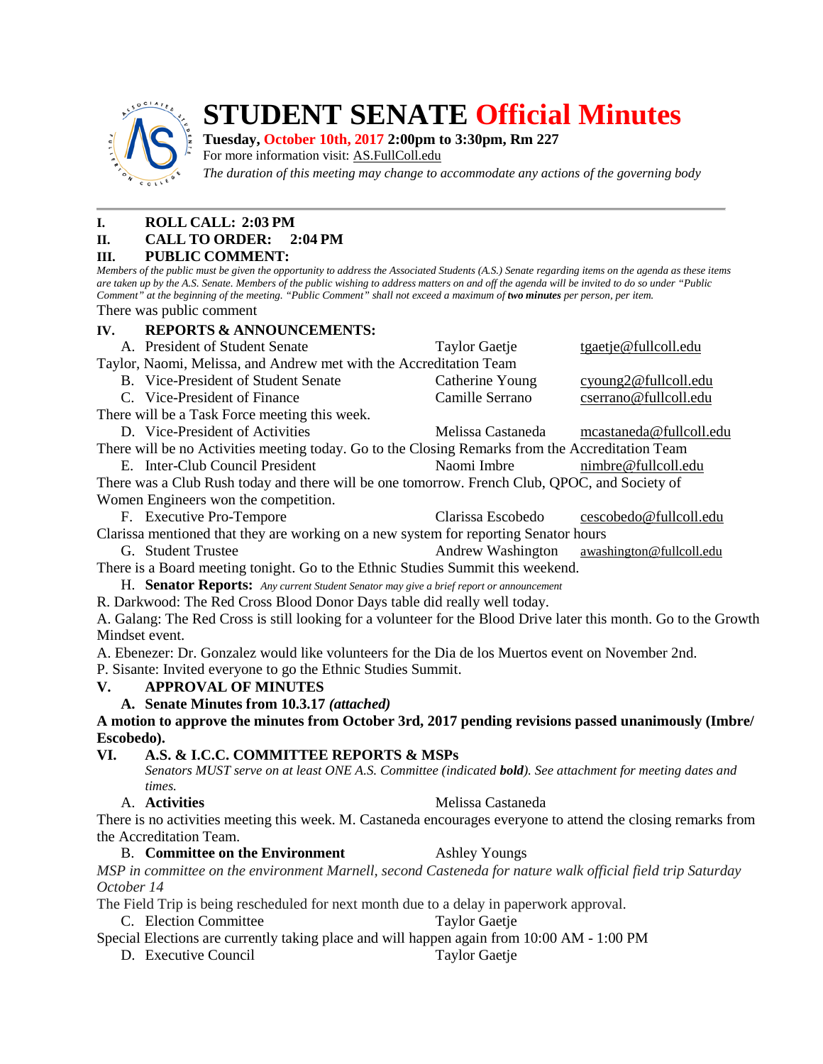# STUDENT SENATE Official Minutes

**Tuesday, October 10th, 2017 2:00pm to 3:30pm, Rm 227**
For more information visit: AS.FullColl.edu
*The duration of this meeting may change to accommodate any actions of the governing body*

---

**I. ROLL CALL: 2:03 PM**
**II. CALL TO ORDER: 2:04 PM**
**III. PUBLIC COMMENT:**

*Members of the public must be given the opportunity to address the Associated Students (A.S.) Senate regarding items on the agenda as these items are taken up by the A.S. Senate. Members of the public wishing to address matters on and off the agenda will be invited to do so under "Public Comment" at the beginning of the meeting. "Public Comment" shall not exceed a maximum of **two minutes** per person, per item.*

There was public comment

**IV. REPORTS & ANNOUNCEMENTS:**

A. President of Student Senate — Taylor Gaetje — tgaetje@fullcoll.edu

Taylor, Naomi, Melissa, and Andrew met with the Accreditation Team

B. Vice-President of Student Senate — Catherine Young — cyoung2@fullcoll.edu

C. Vice-President of Finance — Camille Serrano — cserrano@fullcoll.edu

There will be a Task Force meeting this week.

D. Vice-President of Activities — Melissa Castaneda — mcastaneda@fullcoll.edu

There will be no Activities meeting today. Go to the Closing Remarks from the Accreditation Team

E. Inter-Club Council President — Naomi Imbre — nimbre@fullcoll.edu

There was a Club Rush today and there will be one tomorrow. French Club, QPOC, and Society of Women Engineers won the competition.

F. Executive Pro-Tempore — Clarissa Escobedo — cescobedo@fullcoll.edu

Clarissa mentioned that they are working on a new system for reporting Senator hours

G. Student Trustee — Andrew Washington — awashington@fullcoll.edu

There is a Board meeting tonight. Go to the Ethnic Studies Summit this weekend.

H. **Senator Reports:** *Any current Student Senator may give a brief report or announcement*

R. Darkwood: The Red Cross Blood Donor Days table did really well today.

A. Galang: The Red Cross is still looking for a volunteer for the Blood Drive later this month. Go to the Growth Mindset event.

A. Ebenezer: Dr. Gonzalez would like volunteers for the Dia de los Muertos event on November 2nd.

P. Sisante: Invited everyone to go the Ethnic Studies Summit.

**V. APPROVAL OF MINUTES**

**A. Senate Minutes from 10.3.17 *(attached)***

**A motion to approve the minutes from October 3rd, 2017 pending revisions passed unanimously (Imbre/ Escobedo).**

**VI. A.S. & I.C.C. COMMITTEE REPORTS & MSPs**

*Senators MUST serve on at least ONE A.S. Committee (indicated **bold**). See attachment for meeting dates and times.*

A. **Activities** — Melissa Castaneda

There is no activities meeting this week. M. Castaneda encourages everyone to attend the closing remarks from the Accreditation Team.

B. **Committee on the Environment** — Ashley Youngs

*MSP in committee on the environment Marnell, second Casteneda for nature walk official field trip Saturday October 14*

The Field Trip is being rescheduled for next month due to a delay in paperwork approval.

C. Election Committee — Taylor Gaetje

Special Elections are currently taking place and will happen again from 10:00 AM - 1:00 PM

D. Executive Council — Taylor Gaetje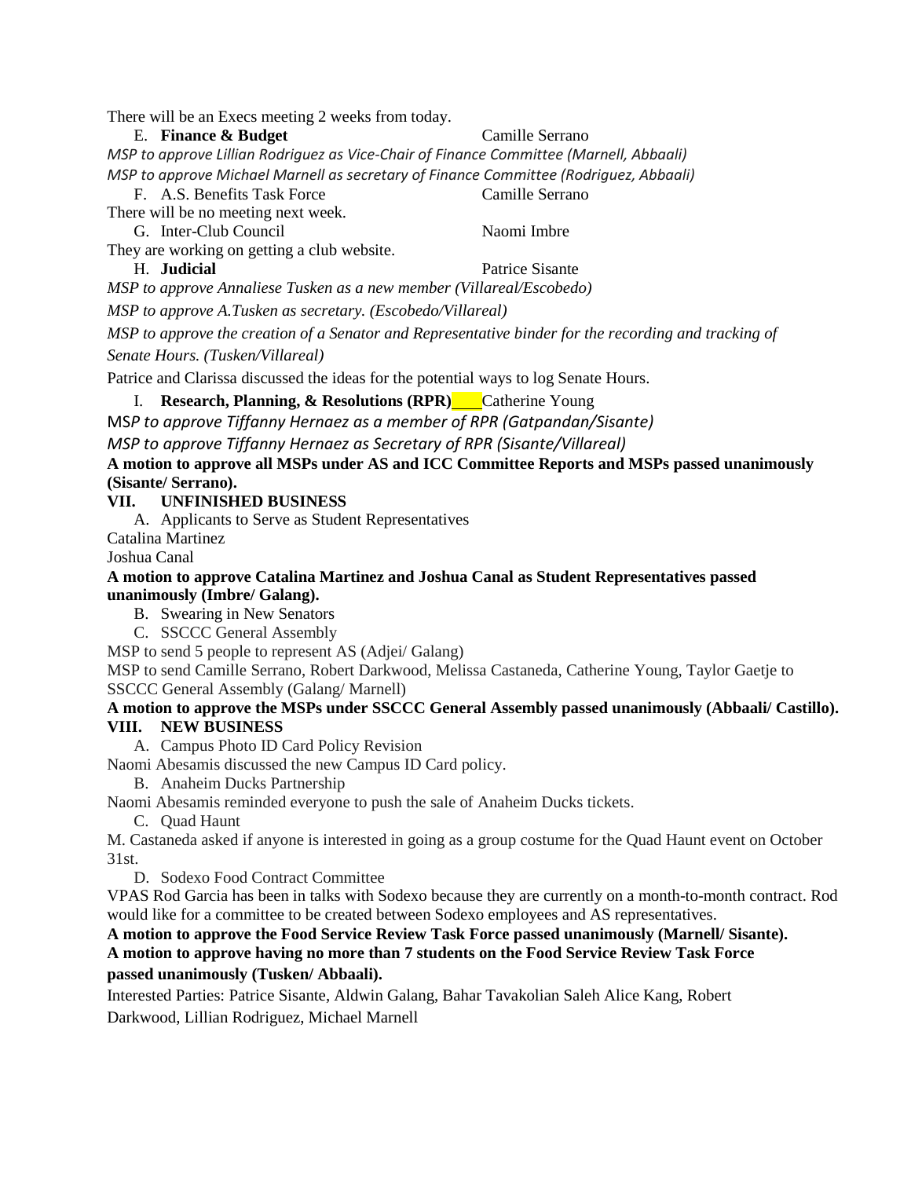There will be an Execs meeting 2 weeks from today.

E. **Finance & Budget** Camille Serrano

*MSP to approve Lillian Rodriguez as Vice-Chair of Finance Committee (Marnell, Abbaali)*

*MSP to approve Michael Marnell as secretary of Finance Committee (Rodriguez, Abbaali)*

F. A.S. Benefits Task Force Camille Serrano

There will be no meeting next week.

G. Inter-Club Council Naomi Imbre

They are working on getting a club website.

H. **Judicial** Patrice Sisante

*MSP to approve Annaliese Tusken as a new member (Villareal/Escobedo)*

*MSP to approve A.Tusken as secretary. (Escobedo/Villareal)*

*MSP to approve the creation of a Senator and Representative binder for the recording and tracking of Senate Hours. (Tusken/Villareal)*

Patrice and Clarissa discussed the ideas for the potential ways to log Senate Hours.

I. **Research, Planning, & Resolutions (RPR)** Catherine Young

MS*P to approve Tiffanny Hernaez as a member of RPR (Gatpandan/Sisante)*

*MSP to approve Tiffanny Hernaez as Secretary of RPR (Sisante/Villareal)*

**A motion to approve all MSPs under AS and ICC Committee Reports and MSPs passed unanimously (Sisante/ Serrano).**

## VII. UNFINISHED BUSINESS

A. Applicants to Serve as Student Representatives

Catalina Martinez

Joshua Canal

**A motion to approve Catalina Martinez and Joshua Canal as Student Representatives passed unanimously (Imbre/ Galang).**

B. Swearing in New Senators

C. SSCCC General Assembly

MSP to send 5 people to represent AS (Adjei/ Galang)

MSP to send Camille Serrano, Robert Darkwood, Melissa Castaneda, Catherine Young, Taylor Gaetje to SSCCC General Assembly (Galang/ Marnell)

**A motion to approve the MSPs under SSCCC General Assembly passed unanimously (Abbaali/ Castillo).**

## VIII. NEW BUSINESS

A. Campus Photo ID Card Policy Revision

Naomi Abesamis discussed the new Campus ID Card policy.

B. Anaheim Ducks Partnership

Naomi Abesamis reminded everyone to push the sale of Anaheim Ducks tickets.

C. Quad Haunt

M. Castaneda asked if anyone is interested in going as a group costume for the Quad Haunt event on October 31st.

D. Sodexo Food Contract Committee

VPAS Rod Garcia has been in talks with Sodexo because they are currently on a month-to-month contract. Rod would like for a committee to be created between Sodexo employees and AS representatives.

**A motion to approve the Food Service Review Task Force passed unanimously (Marnell/ Sisante).**

**A motion to approve having no more than 7 students on the Food Service Review Task Force passed unanimously (Tusken/ Abbaali).**

Interested Parties: Patrice Sisante, Aldwin Galang, Bahar Tavakolian Saleh Alice Kang, Robert Darkwood, Lillian Rodriguez, Michael Marnell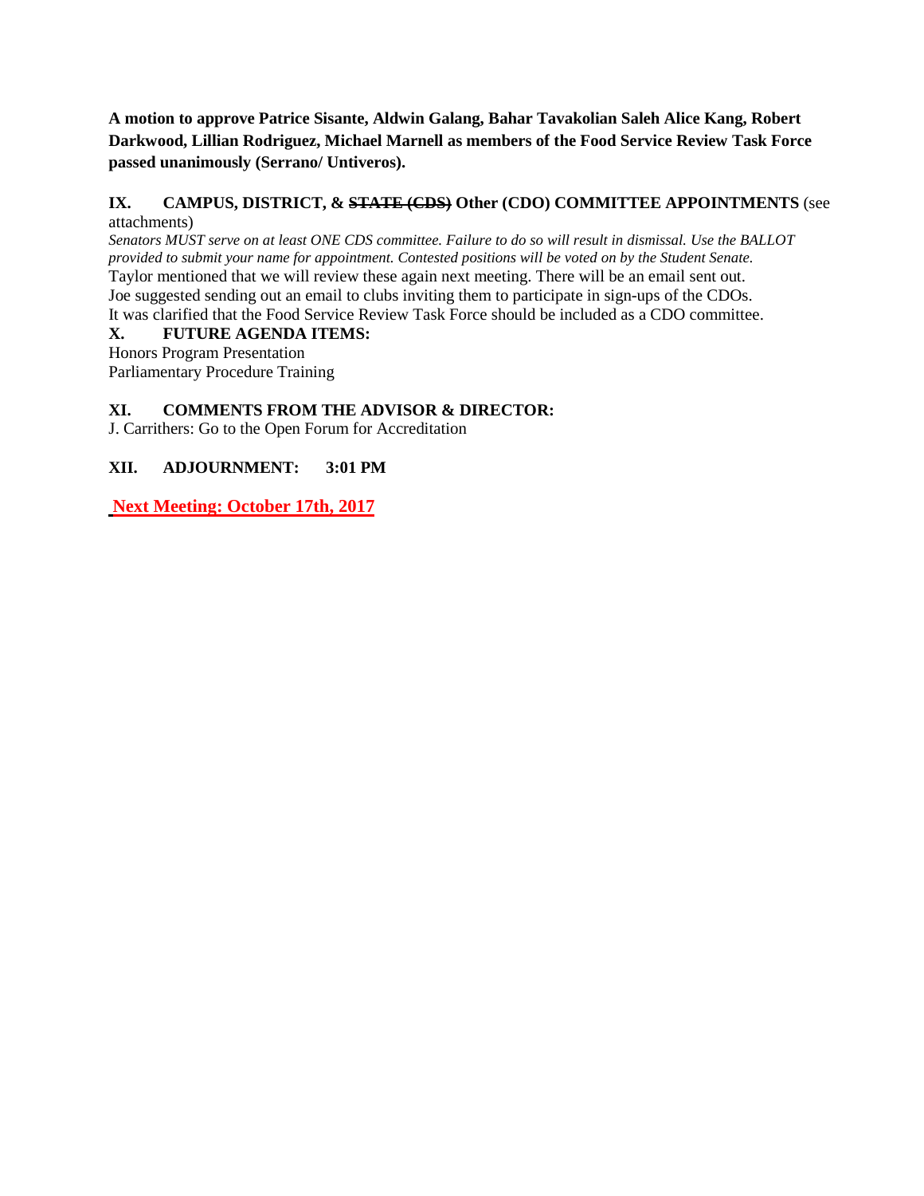**A motion to approve Patrice Sisante, Aldwin Galang, Bahar Tavakolian Saleh Alice Kang, Robert Darkwood, Lillian Rodriguez, Michael Marnell as members of the Food Service Review Task Force passed unanimously (Serrano/ Untiveros).**

## IX. CAMPUS, DISTRICT, & ~~STATE (CDS)~~ Other (CDO) COMMITTEE APPOINTMENTS (see attachments)

*Senators MUST serve on at least ONE CDS committee. Failure to do so will result in dismissal. Use the BALLOT provided to submit your name for appointment. Contested positions will be voted on by the Student Senate.*

Taylor mentioned that we will review these again next meeting. There will be an email sent out.
Joe suggested sending out an email to clubs inviting them to participate in sign-ups of the CDOs.
It was clarified that the Food Service Review Task Force should be included as a CDO committee.

## X. FUTURE AGENDA ITEMS:

Honors Program Presentation
Parliamentary Procedure Training

## XI. COMMENTS FROM THE ADVISOR & DIRECTOR:

J. Carrithers: Go to the Open Forum for Accreditation

## XII. ADJOURNMENT: 3:01 PM

**Next Meeting: October 17th, 2017**